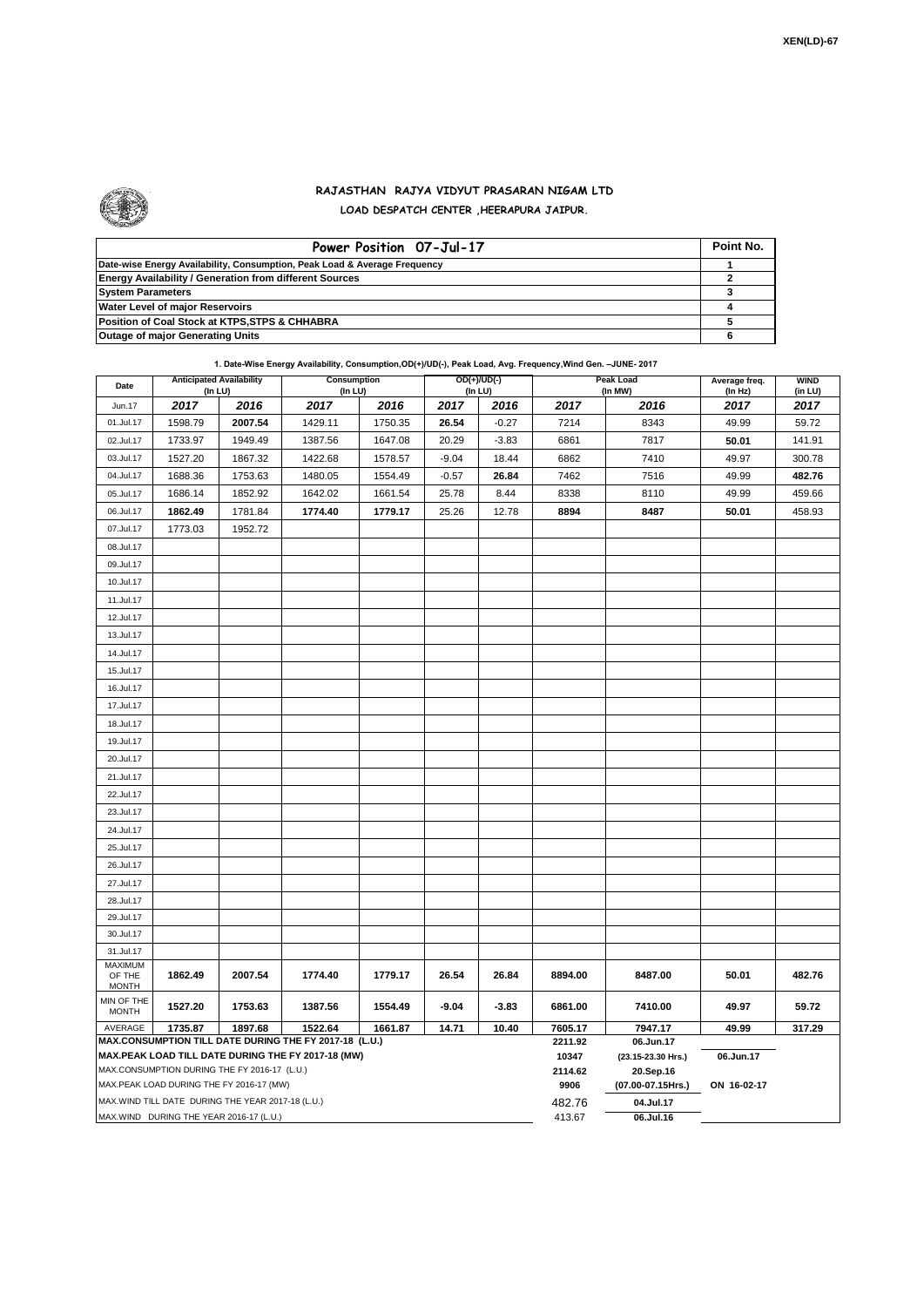XEN(LD)-67

# RAJASTHAN RAJYA VIDYUT PRASARAN NIGAM LTD
## LOAD DESPATCH CENTER ,HEERAPURA JAIPUR.

| Power Position 07-Jul-17 | Point No. |
|---|---|
| Date-wise Energy Availability, Consumption, Peak Load & Average Frequency | 1 |
| Energy Availability / Generation from different Sources | 2 |
| System Parameters | 3 |
| Water Level of major Reservoirs | 4 |
| Position of Coal Stock at KTPS,STPS & CHHABRA | 5 |
| Outage of major Generating Units | 6 |

**1. Date-Wise Energy Availability, Consumption,OD(+)/UD(-), Peak Load, Avg. Frequency,Wind Gen. –JUNE- 2017**

| Date | Anticipated Availability (In LU) | | Consumption (In LU) | | OD(+)/UD(-) (In LU) | | Peak Load (In MW) | | Average freq. (In Hz) | WIND (in LU) |
|---|---|---|---|---|---|---|---|---|---|---|
| Jun.17 | 2017 | 2016 | 2017 | 2016 | 2017 | 2016 | 2017 | 2016 | 2017 | 2017 |
| 01.Jul.17 | 1598.79 | **2007.54** | 1429.11 | 1750.35 | **26.54** | -0.27 | 7214 | 8343 | 49.99 | 59.72 |
| 02.Jul.17 | 1733.97 | 1949.49 | 1387.56 | 1647.08 | 20.29 | -3.83 | 6861 | 7817 | **50.01** | 141.91 |
| 03.Jul.17 | 1527.20 | 1867.32 | 1422.68 | 1578.57 | -9.04 | 18.44 | 6862 | 7410 | 49.97 | 300.78 |
| 04.Jul.17 | 1688.36 | 1753.63 | 1480.05 | 1554.49 | -0.57 | **26.84** | 7462 | 7516 | 49.99 | **482.76** |
| 05.Jul.17 | 1686.14 | 1852.92 | 1642.02 | 1661.54 | 25.78 | 8.44 | 8338 | 8110 | 49.99 | 459.66 |
| 06.Jul.17 | **1862.49** | 1781.84 | **1774.40** | **1779.17** | 25.26 | 12.78 | **8894** | **8487** | **50.01** | 458.93 |
| 07.Jul.17 | 1773.03 | 1952.72 | | | | | | | | |
| 08.Jul.17 | | | | | | | | | | |
| 09.Jul.17 | | | | | | | | | | |
| 10.Jul.17 | | | | | | | | | | |
| 11.Jul.17 | | | | | | | | | | |
| 12.Jul.17 | | | | | | | | | | |
| 13.Jul.17 | | | | | | | | | | |
| 14.Jul.17 | | | | | | | | | | |
| 15.Jul.17 | | | | | | | | | | |
| 16.Jul.17 | | | | | | | | | | |
| 17.Jul.17 | | | | | | | | | | |
| 18.Jul.17 | | | | | | | | | | |
| 19.Jul.17 | | | | | | | | | | |
| 20.Jul.17 | | | | | | | | | | |
| 21.Jul.17 | | | | | | | | | | |
| 22.Jul.17 | | | | | | | | | | |
| 23.Jul.17 | | | | | | | | | | |
| 24.Jul.17 | | | | | | | | | | |
| 25.Jul.17 | | | | | | | | | | |
| 26.Jul.17 | | | | | | | | | | |
| 27.Jul.17 | | | | | | | | | | |
| 28.Jul.17 | | | | | | | | | | |
| 29.Jul.17 | | | | | | | | | | |
| 30.Jul.17 | | | | | | | | | | |
| 31.Jul.17 | | | | | | | | | | |
| MAXIMUM OF THE MONTH | **1862.49** | **2007.54** | **1774.40** | **1779.17** | **26.54** | **26.84** | **8894.00** | **8487.00** | **50.01** | **482.76** |
| MIN OF THE MONTH | **1527.20** | **1753.63** | **1387.56** | **1554.49** | **-9.04** | **-3.83** | **6861.00** | **7410.00** | **49.97** | **59.72** |
| AVERAGE | **1735.87** | **1897.68** | **1522.64** | **1661.87** | **14.71** | **10.40** | **7605.17** | **7947.17** | **49.99** | **317.29** |
| **MAX.CONSUMPTION TILL DATE DURING THE FY 2017-18 (L.U.)** | | | | | | | **2211.92** | **06.Jun.17** | | |
| **MAX.PEAK LOAD TILL DATE DURING THE FY 2017-18 (MW)** | | | | | | | **10347** | **(23.15-23.30 Hrs.)** | **06.Jun.17** | |
| MAX.CONSUMPTION DURING THE FY 2016-17 (L.U.) | | | | | | | **2114.62** | **20.Sep.16** | | |
| MAX.PEAK LOAD DURING THE FY 2016-17 (MW) | | | | | | | **9906** | **(07.00-07.15Hrs.)** | **ON 16-02-17** | |
| MAX.WIND TILL DATE DURING THE YEAR 2017-18 (L.U.) | | | | | | | 482.76 | **04.Jul.17** | | |
| MAX.WIND DURING THE YEAR 2016-17 (L.U.) | | | | | | | 413.67 | **06.Jul.16** | | |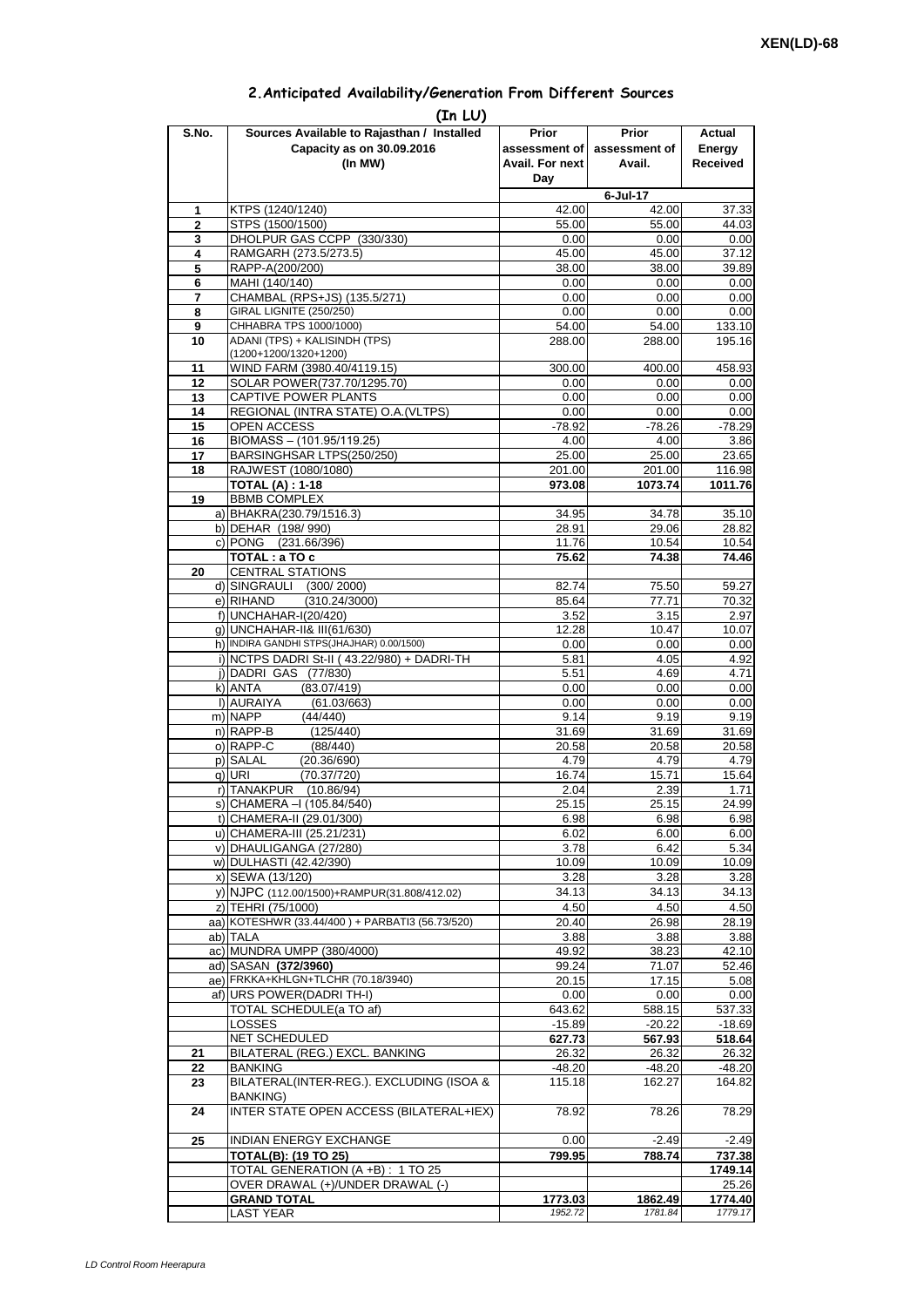XEN(LD)-68

## 2.Anticipated Availability/Generation From Different Sources

(In LU)

| S.No. | Sources Available to Rajasthan / Installed Capacity as on 30.09.2016 (In MW) | Prior assessment of Avail. For next Day | Prior assessment of Avail. | Actual Energy Received |
|---|---|---|---|---|
| | | 6-Jul-17 | | |
| 1 | KTPS (1240/1240) | 42.00 | 42.00 | 37.33 |
| 2 | STPS (1500/1500) | 55.00 | 55.00 | 44.03 |
| 3 | DHOLPUR GAS CCPP (330/330) | 0.00 | 0.00 | 0.00 |
| 4 | RAMGARH (273.5/273.5) | 45.00 | 45.00 | 37.12 |
| 5 | RAPP-A(200/200) | 38.00 | 38.00 | 39.89 |
| 6 | MAHI (140/140) | 0.00 | 0.00 | 0.00 |
| 7 | CHAMBAL (RPS+JS) (135.5/271) | 0.00 | 0.00 | 0.00 |
| 8 | GIRAL LIGNITE (250/250) | 0.00 | 0.00 | 0.00 |
| 9 | CHHABRA TPS 1000/1000) | 54.00 | 54.00 | 133.10 |
| 10 | ADANI (TPS) + KALISINDH (TPS) (1200+1200/1320+1200) | 288.00 | 288.00 | 195.16 |
| 11 | WIND FARM (3980.40/4119.15) | 300.00 | 400.00 | 458.93 |
| 12 | SOLAR POWER(737.70/1295.70) | 0.00 | 0.00 | 0.00 |
| 13 | CAPTIVE POWER PLANTS | 0.00 | 0.00 | 0.00 |
| 14 | REGIONAL (INTRA STATE) O.A.(VLTPS) | 0.00 | 0.00 | 0.00 |
| 15 | OPEN ACCESS | -78.92 | -78.26 | -78.29 |
| 16 | BIOMASS – (101.95/119.25) | 4.00 | 4.00 | 3.86 |
| 17 | BARSINGHSAR LTPS(250/250) | 25.00 | 25.00 | 23.65 |
| 18 | RAJWEST (1080/1080) | 201.00 | 201.00 | 116.98 |
| | **TOTAL (A) : 1-18** | **973.08** | **1073.74** | **1011.76** |
| 19 | BBMB COMPLEX | | | |
| | a) BHAKRA(230.79/1516.3) | 34.95 | 34.78 | 35.10 |
| | b) DEHAR (198/ 990) | 28.91 | 29.06 | 28.82 |
| | c) PONG (231.66/396) | 11.76 | 10.54 | 10.54 |
| | **TOTAL : a TO c** | **75.62** | **74.38** | **74.46** |
| 20 | CENTRAL STATIONS | | | |
| | d) SINGRAULI (300/ 2000) | 82.74 | 75.50 | 59.27 |
| | e) RIHAND (310.24/3000) | 85.64 | 77.71 | 70.32 |
| | f) UNCHAHAR-I(20/420) | 3.52 | 3.15 | 2.97 |
| | g) UNCHAHAR-II& III(61/630) | 12.28 | 10.47 | 10.07 |
| | h) INDIRA GANDHI STPS(JHAJHAR) 0.00/1500) | 0.00 | 0.00 | 0.00 |
| | i) NCTPS DADRI St-II ( 43.22/980) + DADRI-TH | 5.81 | 4.05 | 4.92 |
| | j) DADRI GAS (77/830) | 5.51 | 4.69 | 4.71 |
| | k) ANTA (83.07/419) | 0.00 | 0.00 | 0.00 |
| | l) AURAIYA (61.03/663) | 0.00 | 0.00 | 0.00 |
| | m) NAPP (44/440) | 9.14 | 9.19 | 9.19 |
| | n) RAPP-B (125/440) | 31.69 | 31.69 | 31.69 |
| | o) RAPP-C (88/440) | 20.58 | 20.58 | 20.58 |
| | p) SALAL (20.36/690) | 4.79 | 4.79 | 4.79 |
| | q) URI (70.37/720) | 16.74 | 15.71 | 15.64 |
| | r) TANAKPUR (10.86/94) | 2.04 | 2.39 | 1.71 |
| | s) CHAMERA –I (105.84/540) | 25.15 | 25.15 | 24.99 |
| | t) CHAMERA-II (29.01/300) | 6.98 | 6.98 | 6.98 |
| | u) CHAMERA-III (25.21/231) | 6.02 | 6.00 | 6.00 |
| | v) DHAULIGANGA (27/280) | 3.78 | 6.42 | 5.34 |
| | w) DULHASTI (42.42/390) | 10.09 | 10.09 | 10.09 |
| | x) SEWA (13/120) | 3.28 | 3.28 | 3.28 |
| | y) NJPC (112.00/1500)+RAMPUR(31.808/412.02) | 34.13 | 34.13 | 34.13 |
| | z) TEHRI (75/1000) | 4.50 | 4.50 | 4.50 |
| | aa) KOTESHWR (33.44/400 ) + PARBATI3 (56.73/520) | 20.40 | 26.98 | 28.19 |
| | ab) TALA | 3.88 | 3.88 | 3.88 |
| | ac) MUNDRA UMPP (380/4000) | 49.92 | 38.23 | 42.10 |
| | ad) SASAN **(372/3960)** | 99.24 | 71.07 | 52.46 |
| | ae) FRKKA+KHLGN+TLCHR (70.18/3940) | 20.15 | 17.15 | 5.08 |
| | af) URS POWER(DADRI TH-I) | 0.00 | 0.00 | 0.00 |
| | TOTAL SCHEDULE(a TO af) | 643.62 | 588.15 | 537.33 |
| | LOSSES | -15.89 | -20.22 | -18.69 |
| | NET SCHEDULED | **627.73** | **567.93** | **518.64** |
| 21 | BILATERAL (REG.) EXCL. BANKING | 26.32 | 26.32 | 26.32 |
| 22 | BANKING | -48.20 | -48.20 | -48.20 |
| 23 | BILATERAL(INTER-REG.). EXCLUDING (ISOA & BANKING) | 115.18 | 162.27 | 164.82 |
| 24 | INTER STATE OPEN ACCESS (BILATERAL+IEX) | 78.92 | 78.26 | 78.29 |
| 25 | INDIAN ENERGY EXCHANGE | 0.00 | -2.49 | -2.49 |
| | **TOTAL(B): (19 TO 25)** | **799.95** | **788.74** | **737.38** |
| | TOTAL GENERATION (A +B) : 1 TO 25 | | | **1749.14** |
| | OVER DRAWAL (+)/UNDER DRAWAL (-) | | | 25.26 |
| | **GRAND TOTAL** | **1773.03** | **1862.49** | **1774.40** |
| | LAST YEAR | *1952.72* | *1781.84* | *1779.17* |

LD Control Room Heerapura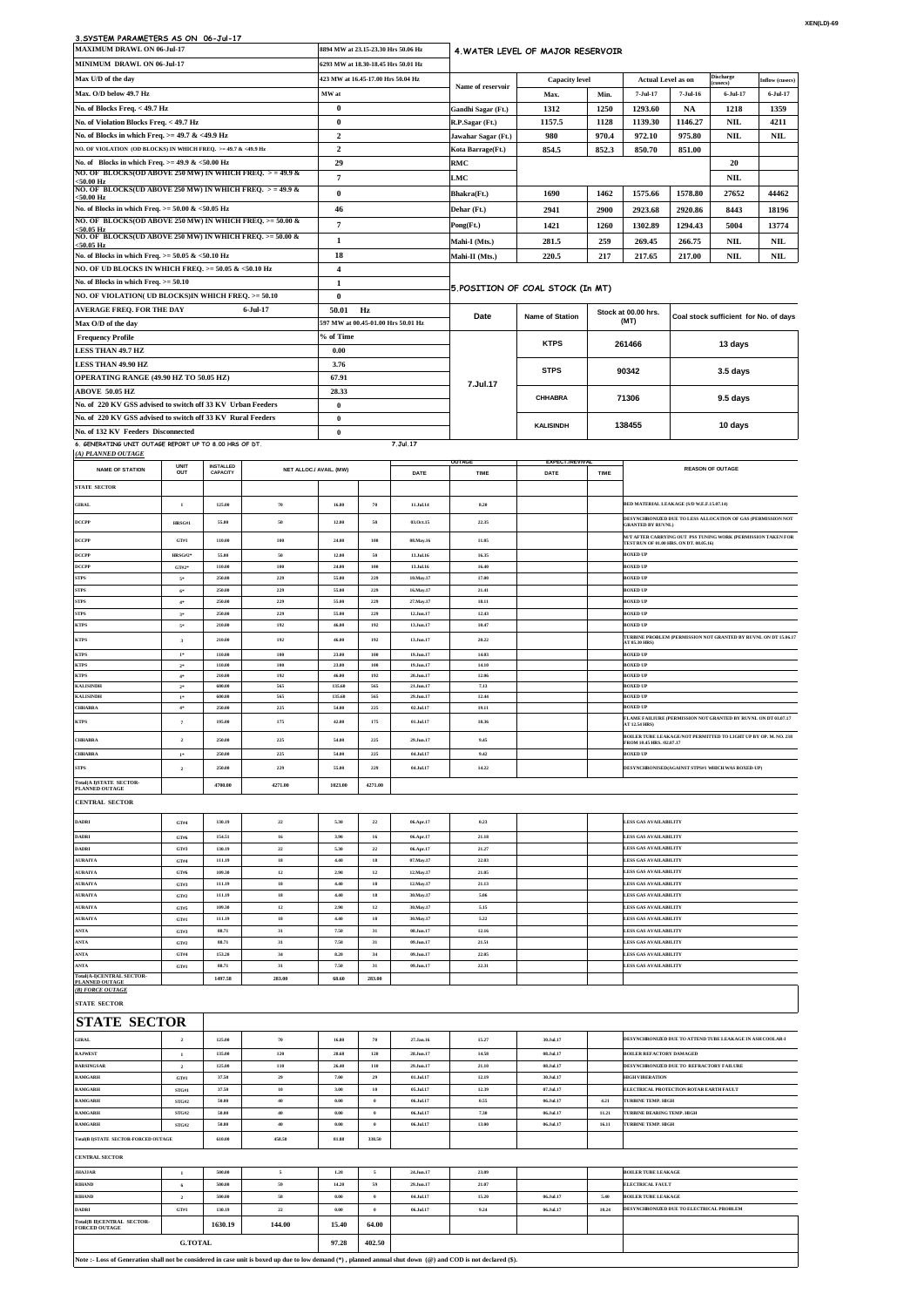XEN(LD)-69

## 3. SYSTEM PARAMETERS AS ON 06-Jul-17

| | |
|---|---|
| MAXIMUM DRAWL ON 06-Jul-17 | 8894 MW at 23.15-23.30 Hrs 50.06 Hz |
| MINIMUM DRAWL ON 06-Jul-17 | 6293 MW at 18.30-18.45 Hrs 50.01 Hz |
| Max U/D of the day | 423 MW at 16.45-17.00 Hrs 50.04 Hz |
| Max. O/D below 49.7 Hz | MW at |
| No. of Blocks Freq. < 49.7 Hz | 0 |
| No. of Violation Blocks Freq. < 49.7 Hz | 0 |
| No. of Blocks in which Freq. >= 49.7 & <49.9 Hz | 2 |
| NO. OF VIOLATION (OD BLOCKS) IN WHICH FREQ. >= 49.7 & <49.9 Hz | 2 |
| No. of Blocks in which Freq. >= 49.9 & <50.00 Hz | 29 |
| NO. OF BLOCKS(OD ABOVE 250 MW) IN WHICH FREQ. >= 49.9 & <50.00 Hz | 7 |
| NO. OF BLOCKS(UD ABOVE 250 MW) IN WHICH FREQ. >= 49.9 & <50.00 Hz | 0 |
| No. of Blocks in which Freq. >= 50.00 & <50.05 Hz | 46 |
| NO. OF BLOCKS(OD ABOVE 250 MW) IN WHICH FREQ. >= 50.00 & <50.05 Hz | 7 |
| NO. OF BLOCKS(UD ABOVE 250 MW) IN WHICH FREQ. >= 50.00 & <50.05 Hz | 1 |
| No. of Blocks in which Freq. >= 50.05 & <50.10 Hz | 18 |
| NO. OF UD BLOCKS IN WHICH FREQ. >= 50.05 & <50.10 Hz | 4 |
| No. of Blocks in which Freq. >= 50.10 | 1 |
| NO. OF VIOLATION( UD BLOCKS)IN WHICH FREQ. >= 50.10 | 0 |
| AVERAGE FREQ. FOR THE DAY 6-Jul-17 | 50.01 Hz |
| Max O/D of the day | 597 MW at 00.45-01.00 Hrs 50.01 Hz |
| Frequency Profile | % of Time |
| LESS THAN 49.7 HZ | 0.00 |
| LESS THAN 49.90 HZ | 3.76 |
| OPERATING RANGE (49.90 HZ TO 50.05 HZ) | 67.91 |
| ABOVE 50.05 HZ | 28.33 |
| No. of 220 KV GSS advised to switch off 33 KV Urban Feeders | 0 |
| No. of 220 KV GSS advised to switch off 33 KV Rural Feeders | 0 |
| No. of 132 KV Feeders Disconnected | 0 |

## 4. WATER LEVEL OF MAJOR RESERVOIR

| Name of reservoir | Capacity level | | Actual Level as on | | Discharge (cusecs) | Inflow (cusecs) |
|---|---|---|---|---|---|---|
| | Max. | Min. | 7-Jul-17 | 7-Jul-16 | 6-Jul-17 | 6-Jul-17 |
| Gandhi Sagar (Ft.) | 1312 | 1250 | 1293.60 | NA | 1218 | 1359 |
| R.P.Sagar (Ft.) | 1157.5 | 1128 | 1139.30 | 1146.27 | NIL | 4211 |
| Jawahar Sagar (Ft.) | 980 | 970.4 | 972.10 | 975.80 | NIL | NIL |
| Kota Barrage(Ft.) | 854.5 | 852.3 | 850.70 | 851.00 | | |
| RMC | | | | | 20 | |
| LMC | | | | | NIL | |
| Bhakra(Ft.) | 1690 | 1462 | 1575.66 | 1578.80 | 27652 | 44462 |
| Dehar (Ft.) | 2941 | 2900 | 2923.68 | 2920.86 | 8443 | 18196 |
| Pong(Ft.) | 1421 | 1260 | 1302.89 | 1294.43 | 5004 | 13774 |
| Mahi-I (Mts.) | 281.5 | 259 | 269.45 | 266.75 | NIL | NIL |
| Mahi-II (Mts.) | 220.5 | 217 | 217.65 | 217.00 | NIL | NIL |

## 5. POSITION OF COAL STOCK (In MT)

| Date | Name of Station | Stock at 00.00 hrs. (MT) | Coal stock sufficient for No. of days |
|---|---|---|---|
| 7.Jul.17 | KTPS | 261466 | 13 days |
| | STPS | 90342 | 3.5 days |
| | CHHABRA | 71306 | 9.5 days |
| | KALISINDH | 138455 | 10 days |

## 6. GENERATING UNIT OUTAGE REPORT UP TO 8.00 HRS OF DT. 7.Jul.17

### (A) PLANNED OUTAGE

| NAME OF STATION | UNIT OUT | INSTALLED CAPACITY | NET ALLOC./ AVAIL. (MW) | | | OUTAGE DATE | OUTAGE TIME | EXPECT./REVIVAL DATE | EXPECT./REVIVAL TIME | REASON OF OUTAGE |
|---|---|---|---|---|---|---|---|---|---|---|
| **STATE SECTOR** | | | | | | | | | | |
| GIRAL | 1 | 125.00 | 70 | 16.80 | 70 | 11.Jul.14 | 8.20 | | | BED MATERIAL LEAKAGE (S/D W.E.F.15.07.14) |
| DCCPP | HRSG#1 | 55.00 | 50 | 12.00 | 50 | 03.Oct.15 | 22.35 | | | DESYNCHRONIZED DUE TO LESS ALLOCATION OF GAS (PERMISSION NOT GRANTED BY RUVNL) |
| DCCPP | GT#1 | 110.00 | 100 | 24.00 | 100 | 08.May.16 | 11.05 | | | S/T AFTER CARRYING OUT PSS TUNING WORK (PERMISSION TAKEN FOR TEST RUN OF 01.00 HRS. ON DT. 08.05.16) |
| DCCPP | HRSG#2* | 55.00 | 50 | 12.00 | 50 | 13.Jul.16 | 16.35 | | | BOXED UP |
| DCCPP | GT#2* | 110.00 | 100 | 24.00 | 100 | 13.Jul.16 | 16.40 | | | BOXED UP |
| STPS | 5* | 250.00 | 229 | 55.00 | 229 | 10.May.17 | 17.00 | | | BOXED UP |
| STPS | 6* | 250.00 | 229 | 55.00 | 229 | 16.May.17 | 21.41 | | | BOXED UP |
| STPS | 4* | 250.00 | 229 | 55.00 | 229 | 27.May.17 | 18.11 | | | BOXED UP |
| STPS | 3* | 250.00 | 229 | 55.00 | 229 | 12.Jun.17 | 12.43 | | | BOXED UP |
| KTPS | 5* | 210.00 | 192 | 46.00 | 192 | 13.Jun.17 | 10.47 | | | BOXED UP |
| KTPS | 3 | 210.00 | 192 | 46.00 | 192 | 13.Jun.17 | 20.22 | | | TURBINE PROBLEM (PERMISSION NOT GRANTED BY RUVNL ON DT 15.06.17 AT 05.30 HRS) |
| KTPS | 1* | 110.00 | 100 | 23.00 | 100 | 19.Jun.17 | 14.03 | | | BOXED UP |
| KTPS | 2* | 110.00 | 100 | 23.00 | 100 | 19.Jun.17 | 14.10 | | | BOXED UP |
| KTPS | 4* | 210.00 | 192 | 46.00 | 192 | 20.Jun.17 | 12.06 | | | BOXED UP |
| KALISINDH | 2* | 600.00 | 565 | 135.60 | 565 | 21.Jun.17 | 7.13 | | | BOXED UP |
| KALISINDH | 1* | 600.00 | 565 | 135.60 | 565 | 29.Jun.17 | 12.44 | | | BOXED UP |
| CHHABRA | 4* | 250.00 | 225 | 54.00 | 225 | 02.Jul.17 | 19.11 | | | BOXED UP |
| KTPS | 7 | 195.00 | 175 | 42.00 | 175 | 01.Jul.17 | 18.36 | | | FLAME FAILURE (PERMISSION NOT GRANTED BY RUVNL ON DT 03.07.17 AT 12.54 HRS) |
| CHHABRA | 2 | 250.00 | 225 | 54.00 | 225 | 29.Jun.17 | 9.45 | | | BOILER TUBE LEAKAGE(NOT PERMITTED TO LIGHT UP BY OP. M. NO. 230 FROM 10.45 HRS. 02.07.17 |
| CHHABRA | 1* | 250.00 | 225 | 54.00 | 225 | 04.Jul.17 | 9.42 | | | BOXED UP |
| STPS | 2 | 250.00 | 229 | 55.00 | 229 | 04.Jul.17 | 14.22 | | | DESYNCHRONISED(AGAINST STPS#1 WHICH WAS BOXED-UP) |
| Total(A I)STATE SECTOR-PLANNED OUTAGE | | 4700.00 | 4271.00 | 1023.00 | 4271.00 | | | | | |
| **CENTRAL SECTOR** | | | | | | | | | | |
| DADRI | GT#4 | 130.19 | 22 | 5.30 | 22 | 06.Apr.17 | 0.23 | | | LESS GAS AVAILABILITY |
| DADRI | GT#6 | 154.51 | 16 | 3.90 | 16 | 06.Apr.17 | 21.18 | | | LESS GAS AVAILABILITY |
| DADRI | GT#1 | 130.19 | 22 | 5.30 | 22 | 06.Apr.17 | 21.27 | | | LESS GAS AVAILABILITY |
| AURAIYA | GT#4 | 111.19 | 18 | 4.40 | 18 | 07.May.17 | 22.03 | | | LESS GAS AVAILABILITY |
| AURAIYA | GT#6 | 109.30 | 12 | 2.90 | 12 | 12.May.17 | 21.05 | | | LESS GAS AVAILABILITY |
| AURAIYA | GT#3 | 111.19 | 18 | 4.40 | 18 | 12.May.17 | 21.13 | | | LESS GAS AVAILABILITY |
| AURAIYA | GT#2 | 111.19 | 18 | 4.40 | 18 | 30.May.17 | 5.06 | | | LESS GAS AVAILABILITY |
| AURAIYA | GT#5 | 109.30 | 12 | 2.90 | 12 | 30.May.17 | 5.15 | | | LESS GAS AVAILABILITY |
| AURAIYA | GT#1 | 111.19 | 18 | 4.40 | 18 | 30.May.17 | 5.22 | | | LESS GAS AVAILABILITY |
| ANTA | GT#3 | 88.71 | 31 | 7.50 | 31 | 08.Jun.17 | 12.16 | | | LESS GAS AVAILABILITY |
| ANTA | GT#2 | 88.71 | 31 | 7.50 | 31 | 09.Jun.17 | 21.51 | | | LESS GAS AVAILABILITY |
| ANTA | GT#4 | 153.20 | 34 | 8.20 | 34 | 09.Jun.17 | 22.05 | | | LESS GAS AVAILABILITY |
| ANTA | GT#1 | 88.71 | 31 | 7.50 | 31 | 09.Jun.17 | 22.31 | | | LESS GAS AVAILABILITY |
| Total(A-I)CENTRAL SECTOR-PLANNED OUTAGE | | 1497.58 | 283.00 | 68.60 | 283.00 | | | | | |

### (B) FORCE OUTAGE

| NAME OF STATION | UNIT OUT | INSTALLED CAPACITY | NET ALLOC./ AVAIL. (MW) | | | OUTAGE DATE | OUTAGE TIME | EXPECT./REVIVAL DATE | EXPECT./REVIVAL TIME | REASON OF OUTAGE |
|---|---|---|---|---|---|---|---|---|---|---|
| **STATE SECTOR** | | | | | | | | | | |
| GIRAL | 2 | 125.00 | 70 | 16.80 | 70 | 27.Jan.16 | 15.27 | 30.Jul.17 | | DESYNCHRONIZED DUE TO ATTEND TUBE LEAKAGE IN ASH COOLAR-I |
| RAJWEST | 1 | 135.00 | 120 | 28.60 | 120 | 28.Jun.17 | 14.50 | 08.Jul.17 | | BOILER REFACTORY DAMAGED |
| BARSINGSAR | 2 | 125.00 | 110 | 26.40 | 110 | 29.Jun.17 | 21.10 | 08.Jul.17 | | DESYNCHRONIZED DUE TO REFRACTORY FAILURE |
| RAMGARH | GT#1 | 37.50 | 29 | 7.00 | 29 | 01.Jul.17 | 12.19 | 30.Jul.17 | | HIGH VIBERATION |
| RAMGARH | STG#1 | 37.50 | 10 | 3.00 | 10 | 05.Jul.17 | 12.39 | 07.Jul.17 | | ELECTRICAL PROTECTION ROTAR EARTH FAULT |
| RAMGARH | STG#2 | 50.00 | 40 | 0.00 | 0 | 06.Jul.17 | 0.55 | 06.Jul.17 | 4.21 | TURBINE TEMP. HIGH |
| RAMGARH | STG#2 | 50.00 | 40 | 0.00 | 0 | 06.Jul.17 | 7.38 | 06.Jul.17 | 11.21 | TURBINE BEARING TEMP. HIGH |
| RAMGARH | STG#2 | 50.00 | 40 | 0.00 | 0 | 06.Jul.17 | 13.00 | 06.Jul.17 | 16.11 | TURBINE TEMP. HIGH |
| Total(B I)STATE SECTOR-FORCED OUTAGE | | 610.00 | 450.50 | 81.80 | 339.50 | | | | | |
| **CENTRAL SECTOR** | | | | | | | | | | |
| JHAJJAR | 1 | 500.00 | 5 | 1.20 | 5 | 24.Jun.17 | 23.09 | | | BOILER TUBE LEAKAGE |
| RIHAND | 6 | 500.00 | 59 | 14.20 | 59 | 29.Jun.17 | 21.07 | | | ELECTRICAL FAULT |
| RIHAND | 2 | 500.00 | 58 | 0.00 | 0 | 04.Jul.17 | 15.20 | 06.Jul.17 | 5.40 | BOILER TUBE LEAKAGE |
| DADRI | GT#3 | 130.19 | 22 | 0.00 | 0 | 06.Jul.17 | 9.24 | 06.Jul.17 | 10.24 | DESYNCHRONIZED DUE TO ELECTRICAL PROBLEM |
| Total(B II)CENTRAL SECTOR-FORCED OUTAGE | | 1630.19 | 144.00 | 15.40 | 64.00 | | | | | |
| G.TOTAL | | | | 97.28 | 402.50 | | | | | |

Note :- Loss of Generation shall not be considered in case unit is boxed up due to low demand (*) , planned annual shut down (@) and COD is not declared ($).